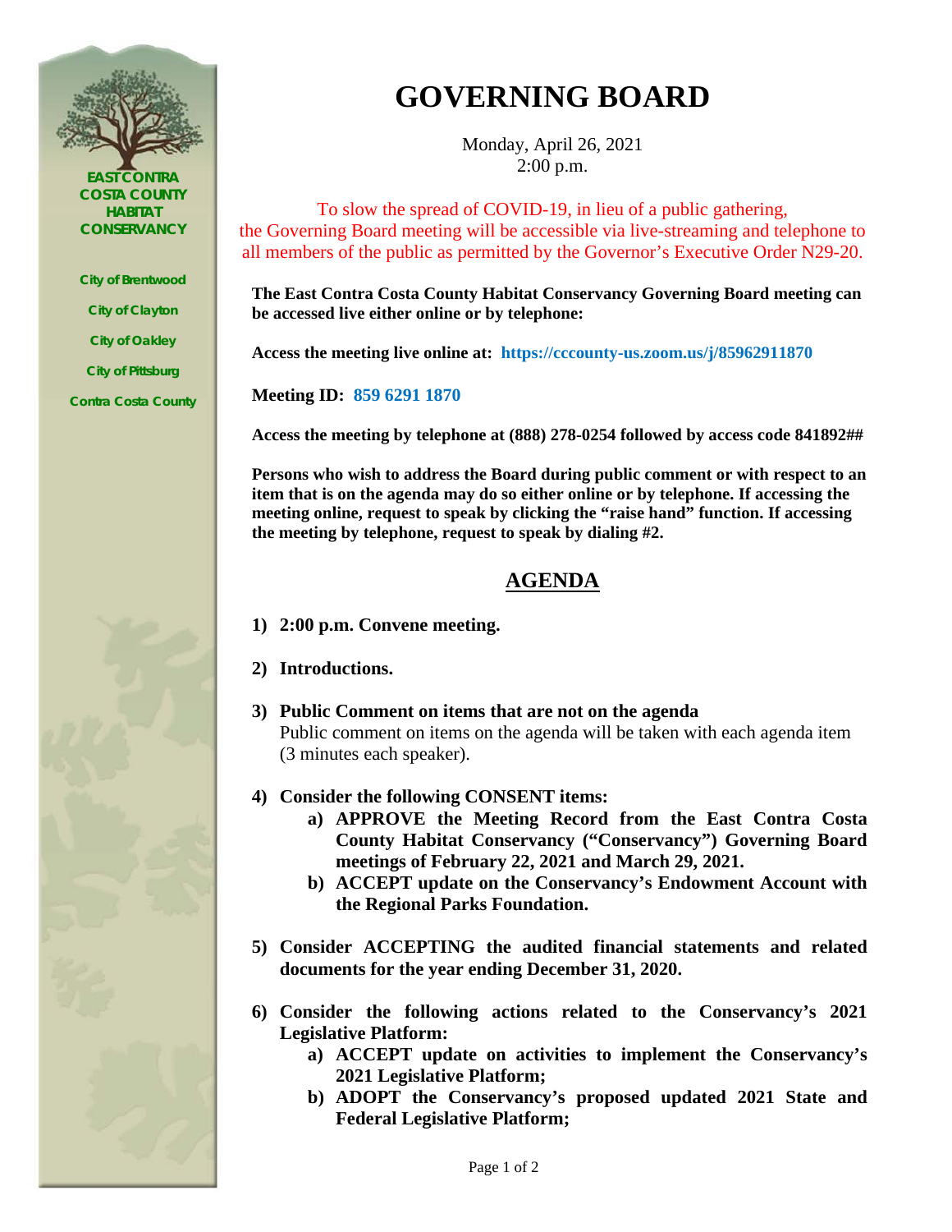EAST CONTRA COSTA COUNTY HABITAT CONSERVANCY

City of Brentwood

City of Clayton

City of Oakley

City of Pittsburg

Contra Costa County

# GOVERNING BOARD

Monday, April 26, 2021
2:00 p.m.

To slow the spread of COVID-19, in lieu of a public gathering, the Governing Board meeting will be accessible via live-streaming and telephone to all members of the public as permitted by the Governor's Executive Order N29-20.

**The East Contra Costa County Habitat Conservancy Governing Board meeting can be accessed live either online or by telephone:**

**Access the meeting live online at: https://cccounty-us.zoom.us/j/85962911870**

**Meeting ID: 859 6291 1870**

**Access the meeting by telephone at (888) 278-0254 followed by access code 841892##**

**Persons who wish to address the Board during public comment or with respect to an item that is on the agenda may do so either online or by telephone. If accessing the meeting online, request to speak by clicking the "raise hand" function. If accessing the meeting by telephone, request to speak by dialing #2.**

## AGENDA

1) **2:00 p.m. Convene meeting.**

2) **Introductions.**

3) **Public Comment on items that are not on the agenda**
   Public comment on items on the agenda will be taken with each agenda item (3 minutes each speaker).

4) **Consider the following CONSENT items:**
   a) **APPROVE the Meeting Record from the East Contra Costa County Habitat Conservancy ("Conservancy") Governing Board meetings of February 22, 2021 and March 29, 2021.**
   b) **ACCEPT update on the Conservancy's Endowment Account with the Regional Parks Foundation.**

5) **Consider ACCEPTING the audited financial statements and related documents for the year ending December 31, 2020.**

6) **Consider the following actions related to the Conservancy's 2021 Legislative Platform:**
   a) **ACCEPT update on activities to implement the Conservancy's 2021 Legislative Platform;**
   b) **ADOPT the Conservancy's proposed updated 2021 State and Federal Legislative Platform;**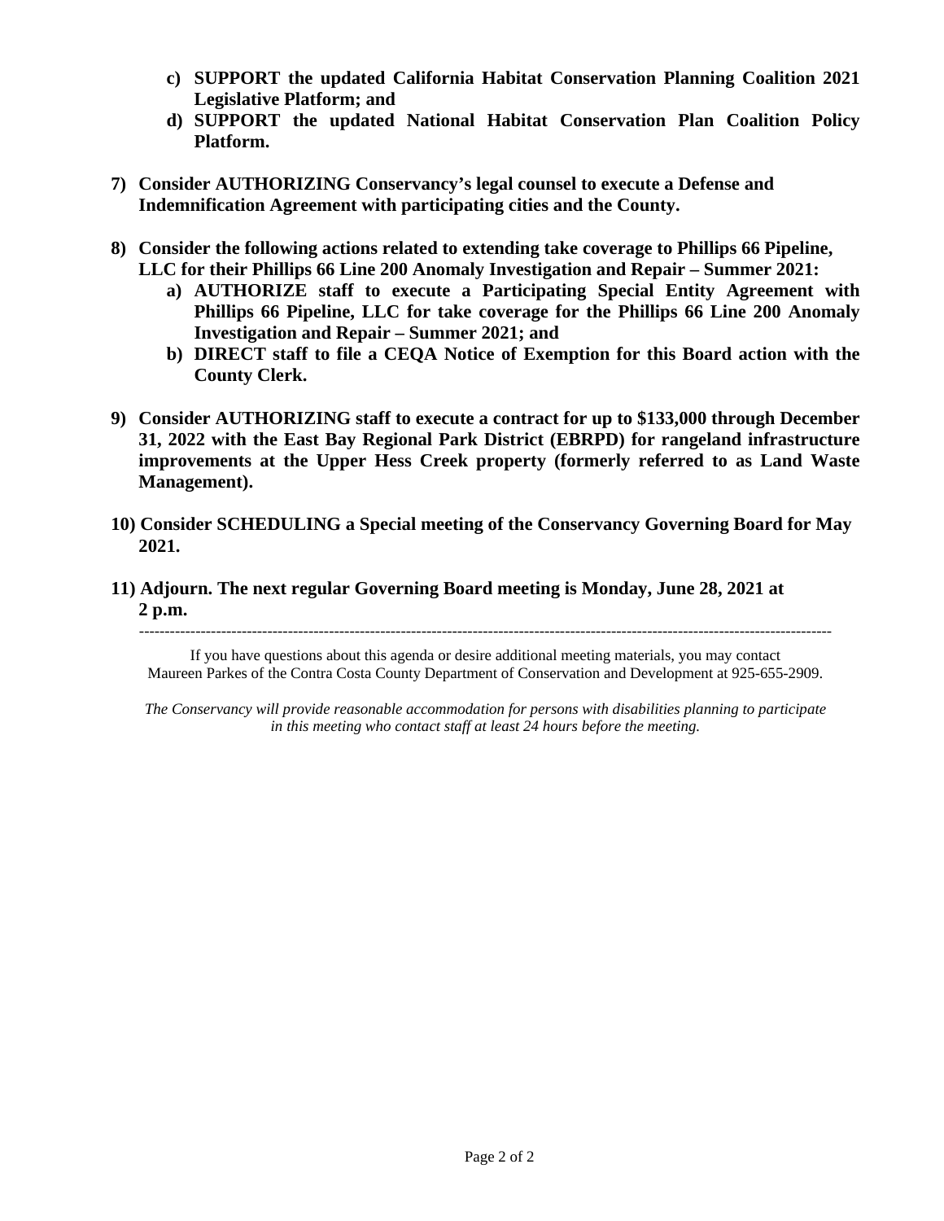c) **SUPPORT the updated California Habitat Conservation Planning Coalition 2021 Legislative Platform; and**
   d) **SUPPORT the updated National Habitat Conservation Plan Coalition Policy Platform.**

7) **Consider AUTHORIZING Conservancy's legal counsel to execute a Defense and Indemnification Agreement with participating cities and the County.**

8) **Consider the following actions related to extending take coverage to Phillips 66 Pipeline, LLC for their Phillips 66 Line 200 Anomaly Investigation and Repair – Summer 2021:**
   a) **AUTHORIZE staff to execute a Participating Special Entity Agreement with Phillips 66 Pipeline, LLC for take coverage for the Phillips 66 Line 200 Anomaly Investigation and Repair – Summer 2021; and**
   b) **DIRECT staff to file a CEQA Notice of Exemption for this Board action with the County Clerk.**

9) **Consider AUTHORIZING staff to execute a contract for up to $133,000 through December 31, 2022 with the East Bay Regional Park District (EBRPD) for rangeland infrastructure improvements at the Upper Hess Creek property (formerly referred to as Land Waste Management).**

10) **Consider SCHEDULING a Special meeting of the Conservancy Governing Board for May 2021.**

11) **Adjourn. The next regular Governing Board meeting is Monday, June 28, 2021 at 2 p.m.**

---

If you have questions about this agenda or desire additional meeting materials, you may contact Maureen Parkes of the Contra Costa County Department of Conservation and Development at 925-655-2909.

*The Conservancy will provide reasonable accommodation for persons with disabilities planning to participate in this meeting who contact staff at least 24 hours before the meeting.*